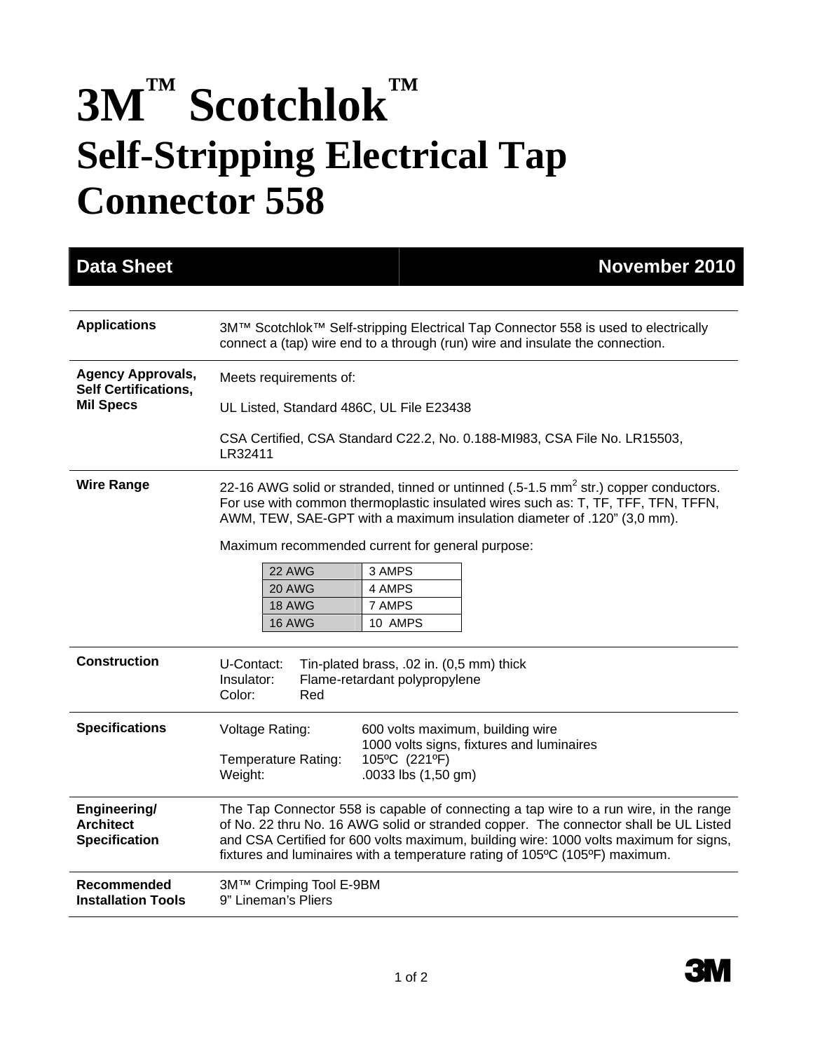# 3M™ Scotchlok™ Self-Stripping Electrical Tap Connector 558

**Data Sheet** | **November 2010**

---

**Applications**

3M™ Scotchlok™ Self-stripping Electrical Tap Connector 558 is used to electrically connect a (tap) wire end to a through (run) wire and insulate the connection.

---

**Agency Approvals, Self Certifications, Mil Specs**

Meets requirements of:

UL Listed, Standard 486C, UL File E23438

CSA Certified, CSA Standard C22.2, No. 0.188-MI983, CSA File No. LR15503, LR32411

---

**Wire Range**

22-16 AWG solid or stranded, tinned or untinned (.5-1.5 $mm^2$ str.) copper conductors. For use with common thermoplastic insulated wires such as: T, TF, TFF, TFN, TFFN, AWM, TEW, SAE-GPT with a maximum insulation diameter of .120" (3,0 mm).

Maximum recommended current for general purpose:

| AWG | Current |
|---|---|
| 22 AWG | 3 AMPS |
| 20 AWG | 4 AMPS |
| 18 AWG | 7 AMPS |
| 16 AWG | 10 AMPS |

---

**Construction**

U-Contact: Tin-plated brass, .02 in. (0,5 mm) thick
Insulator: Flame-retardant polypropylene
Color: Red

---

**Specifications**

Voltage Rating: 600 volts maximum, building wire
1000 volts signs, fixtures and luminaires
Temperature Rating: 105ºC (221ºF)
Weight: .0033 lbs (1,50 gm)

---

**Engineering/ Architect Specification**

The Tap Connector 558 is capable of connecting a tap wire to a run wire, in the range of No. 22 thru No. 16 AWG solid or stranded copper. The connector shall be UL Listed and CSA Certified for 600 volts maximum, building wire: 1000 volts maximum for signs, fixtures and luminaires with a temperature rating of 105ºC (105ºF) maximum.

---

**Recommended Installation Tools**

3M™ Crimping Tool E-9BM
9" Lineman's Pliers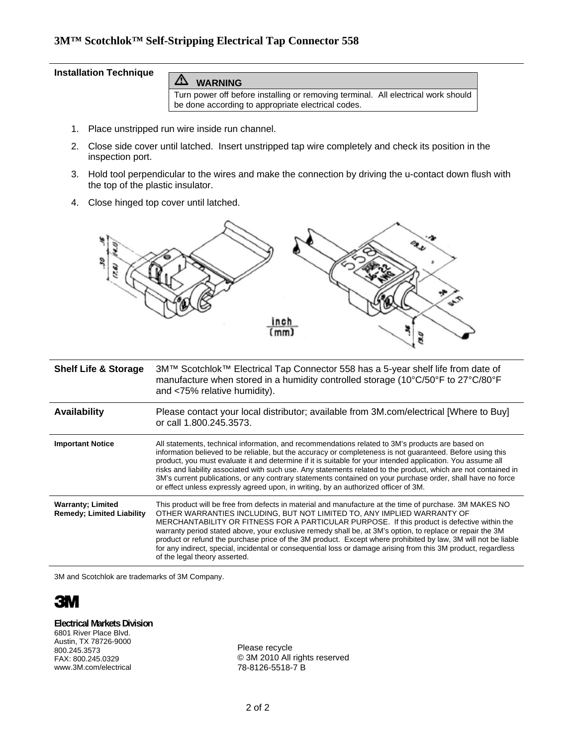# 3M™ Scotchlok™ Self-Stripping Electrical Tap Connector 558

**Installation Technique**

> ⚠ **WARNING**
>
> Turn power off before installing or removing terminal. All electrical work should be done according to appropriate electrical codes.

1. Place unstripped run wire inside run channel.
2. Close side cover until latched. Insert unstripped tap wire completely and check its position in the inspection port.
3. Hold tool perpendicular to the wires and make the connection by driving the u-contact down flush with the top of the plastic insulator.
4. Close hinged top cover until latched.

.16 (4.1)
.30 (7.6)
inch
(mm)
.76 (19.3)
.56 (14.1)
.36 (9.0)
558

**Shelf Life & Storage**

3M™ Scotchlok™ Electrical Tap Connector 558 has a 5-year shelf life from date of manufacture when stored in a humidity controlled storage (10°C/50°F to 27°C/80°F and <75% relative humidity).

**Availability**

Please contact your local distributor; available from 3M.com/electrical [Where to Buy] or call 1.800.245.3573.

**Important Notice**

All statements, technical information, and recommendations related to 3M's products are based on information believed to be reliable, but the accuracy or completeness is not guaranteed. Before using this product, you must evaluate it and determine if it is suitable for your intended application. You assume all risks and liability associated with such use. Any statements related to the product, which are not contained in 3M's current publications, or any contrary statements contained on your purchase order, shall have no force or effect unless expressly agreed upon, in writing, by an authorized officer of 3M.

**Warranty; Limited Remedy; Limited Liability**

This product will be free from defects in material and manufacture at the time of purchase. 3M MAKES NO OTHER WARRANTIES INCLUDING, BUT NOT LIMITED TO, ANY IMPLIED WARRANTY OF MERCHANTABILITY OR FITNESS FOR A PARTICULAR PURPOSE. If this product is defective within the warranty period stated above, your exclusive remedy shall be, at 3M's option, to replace or repair the 3M product or refund the purchase price of the 3M product. Except where prohibited by law, 3M will not be liable for any indirect, special, incidental or consequential loss or damage arising from this 3M product, regardless of the legal theory asserted.

3M and Scotchlok are trademarks of 3M Company.

**3M**

**Electrical Markets Division**
6801 River Place Blvd.
Austin, TX 78726-9000
800.245.3573
FAX: 800.245.0329
www.3M.com/electrical

Please recycle
© 3M 2010 All rights reserved
78-8126-5518-7 B